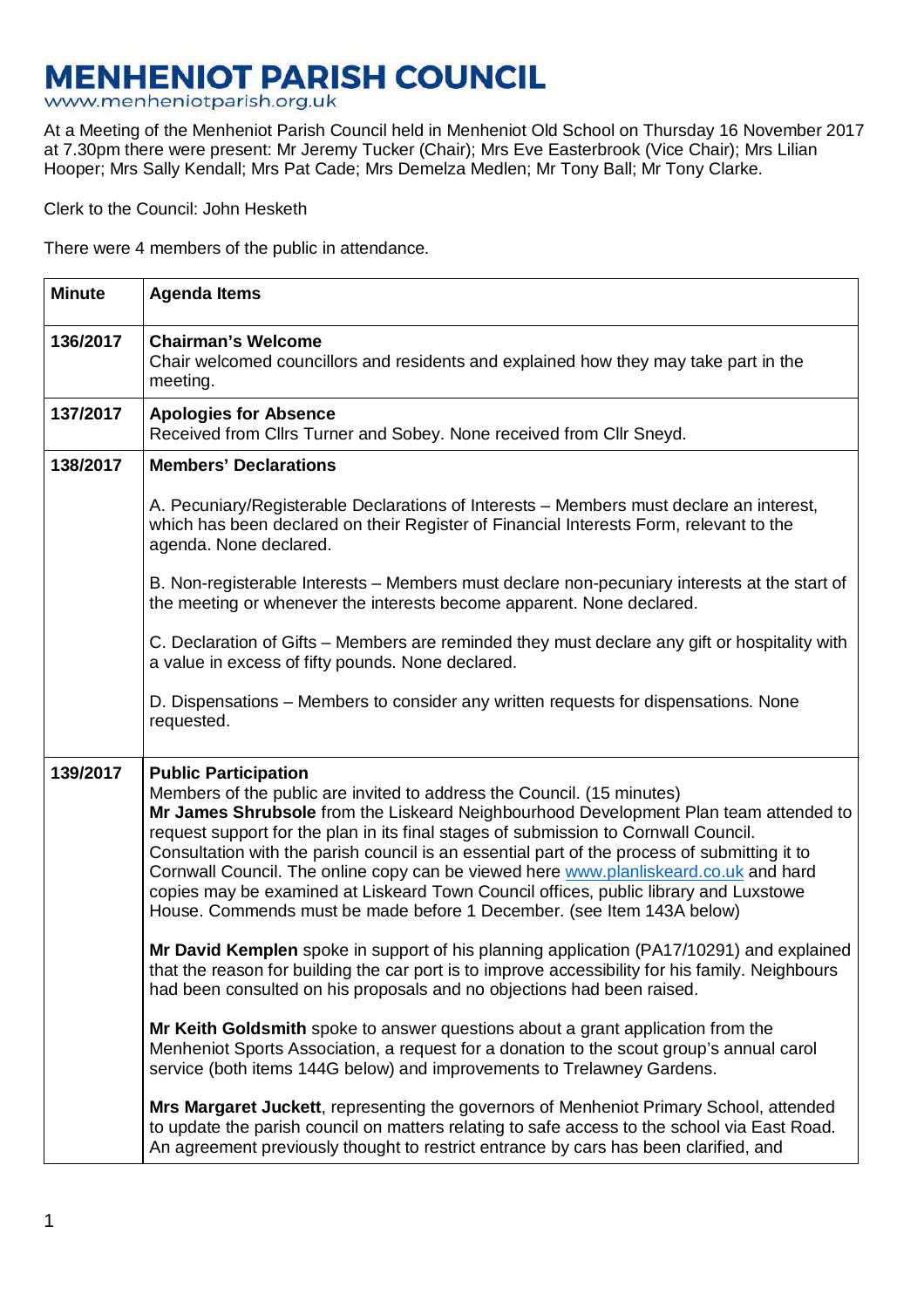# MENHENIOT PARISH COUNCIL

www.menheniotparish.org.uk

At a Meeting of the Menheniot Parish Council held in Menheniot Old School on Thursday 16 November 2017 at 7.30pm there were present: Mr Jeremy Tucker (Chair); Mrs Eve Easterbrook (Vice Chair); Mrs Lilian Hooper; Mrs Sally Kendall; Mrs Pat Cade; Mrs Demelza Medlen; Mr Tony Ball; Mr Tony Clarke.

Clerk to the Council: John Hesketh

There were 4 members of the public in attendance.

| Minute | Agenda Items |
|---|---|
| 136/2017 | **Chairman's Welcome**<br>Chair welcomed councillors and residents and explained how they may take part in the meeting. |
| 137/2017 | **Apologies for Absence**<br>Received from Cllrs Turner and Sobey. None received from Cllr Sneyd. |
| 138/2017 | **Members' Declarations**<br><br>A. Pecuniary/Registerable Declarations of Interests – Members must declare an interest, which has been declared on their Register of Financial Interests Form, relevant to the agenda. None declared.<br><br>B. Non-registerable Interests – Members must declare non-pecuniary interests at the start of the meeting or whenever the interests become apparent. None declared.<br><br>C. Declaration of Gifts – Members are reminded they must declare any gift or hospitality with a value in excess of fifty pounds. None declared.<br><br>D. Dispensations – Members to consider any written requests for dispensations. None requested. |
| 139/2017 | **Public Participation**<br>Members of the public are invited to address the Council. (15 minutes)<br>**Mr James Shrubsole** from the Liskeard Neighbourhood Development Plan team attended to request support for the plan in its final stages of submission to Cornwall Council. Consultation with the parish council is an essential part of the process of submitting it to Cornwall Council. The online copy can be viewed here [www.planliskeard.co.uk](www.planliskeard.co.uk) and hard copies may be examined at Liskeard Town Council offices, public library and Luxstowe House. Commends must be made before 1 December. (see Item 143A below)<br><br>**Mr David Kemplen** spoke in support of his planning application (PA17/10291) and explained that the reason for building the car port is to improve accessibility for his family. Neighbours had been consulted on his proposals and no objections had been raised.<br><br>**Mr Keith Goldsmith** spoke to answer questions about a grant application from the Menheniot Sports Association, a request for a donation to the scout group's annual carol service (both items 144G below) and improvements to Trelawney Gardens.<br><br>**Mrs Margaret Juckett**, representing the governors of Menheniot Primary School, attended to update the parish council on matters relating to safe access to the school via East Road. An agreement previously thought to restrict entrance by cars has been clarified, and |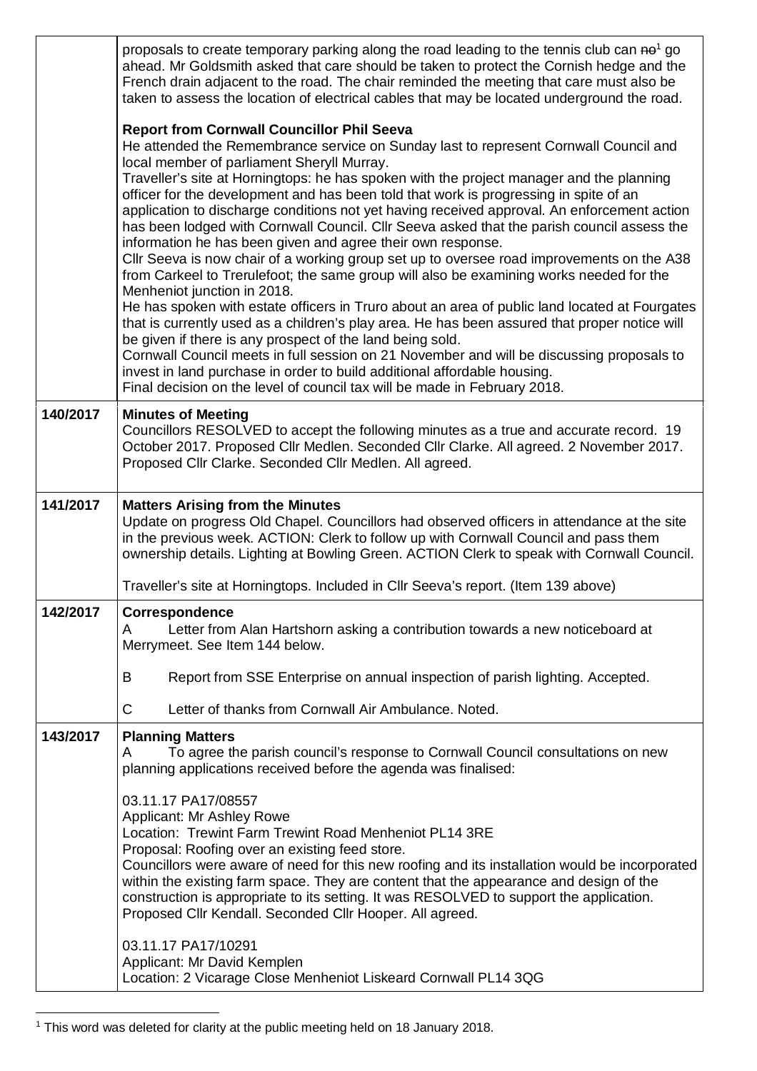| | |
|---|---|
| | proposals to create temporary parking along the road leading to the tennis club can ~~no~~[1] go ahead. Mr Goldsmith asked that care should be taken to protect the Cornish hedge and the French drain adjacent to the road. The chair reminded the meeting that care must also be taken to assess the location of electrical cables that may be located underground the road.<br><br>**Report from Cornwall Councillor Phil Seeva**<br>He attended the Remembrance service on Sunday last to represent Cornwall Council and local member of parliament Sheryll Murray.<br>Traveller's site at Horningtops: he has spoken with the project manager and the planning officer for the development and has been told that work is progressing in spite of an application to discharge conditions not yet having received approval. An enforcement action has been lodged with Cornwall Council. Cllr Seeva asked that the parish council assess the information he has been given and agree their own response.<br>Cllr Seeva is now chair of a working group set up to oversee road improvements on the A38 from Carkeel to Trerulefoot; the same group will also be examining works needed for the Menheniot junction in 2018.<br>He has spoken with estate officers in Truro about an area of public land located at Fourgates that is currently used as a children's play area. He has been assured that proper notice will be given if there is any prospect of the land being sold.<br>Cornwall Council meets in full session on 21 November and will be discussing proposals to invest in land purchase in order to build additional affordable housing.<br>Final decision on the level of council tax will be made in February 2018. |
| **140/2017** | **Minutes of Meeting**<br>Councillors RESOLVED to accept the following minutes as a true and accurate record. 19 October 2017. Proposed Cllr Medlen. Seconded Cllr Clarke. All agreed. 2 November 2017. Proposed Cllr Clarke. Seconded Cllr Medlen. All agreed. |
| **141/2017** | **Matters Arising from the Minutes**<br>Update on progress Old Chapel. Councillors had observed officers in attendance at the site in the previous week. ACTION: Clerk to follow up with Cornwall Council and pass them ownership details. Lighting at Bowling Green. ACTION Clerk to speak with Cornwall Council.<br><br>Traveller's site at Horningtops. Included in Cllr Seeva's report. (Item 139 above) |
| **142/2017** | **Correspondence**<br>A Letter from Alan Hartshorn asking a contribution towards a new noticeboard at Merrymeet. See Item 144 below.<br><br>B Report from SSE Enterprise on annual inspection of parish lighting. Accepted.<br><br>C Letter of thanks from Cornwall Air Ambulance. Noted. |
| **143/2017** | **Planning Matters**<br>A To agree the parish council's response to Cornwall Council consultations on new planning applications received before the agenda was finalised:<br><br>03.11.17 PA17/08557<br>Applicant: Mr Ashley Rowe<br>Location: Trewint Farm Trewint Road Menheniot PL14 3RE<br>Proposal: Roofing over an existing feed store.<br>Councillors were aware of need for this new roofing and its installation would be incorporated within the existing farm space. They are content that the appearance and design of the construction is appropriate to its setting. It was RESOLVED to support the application. Proposed Cllr Kendall. Seconded Cllr Hooper. All agreed.<br><br>03.11.17 PA17/10291<br>Applicant: Mr David Kemplen<br>Location: 2 Vicarage Close Menheniot Liskeard Cornwall PL14 3QG |

[1] This word was deleted for clarity at the public meeting held on 18 January 2018.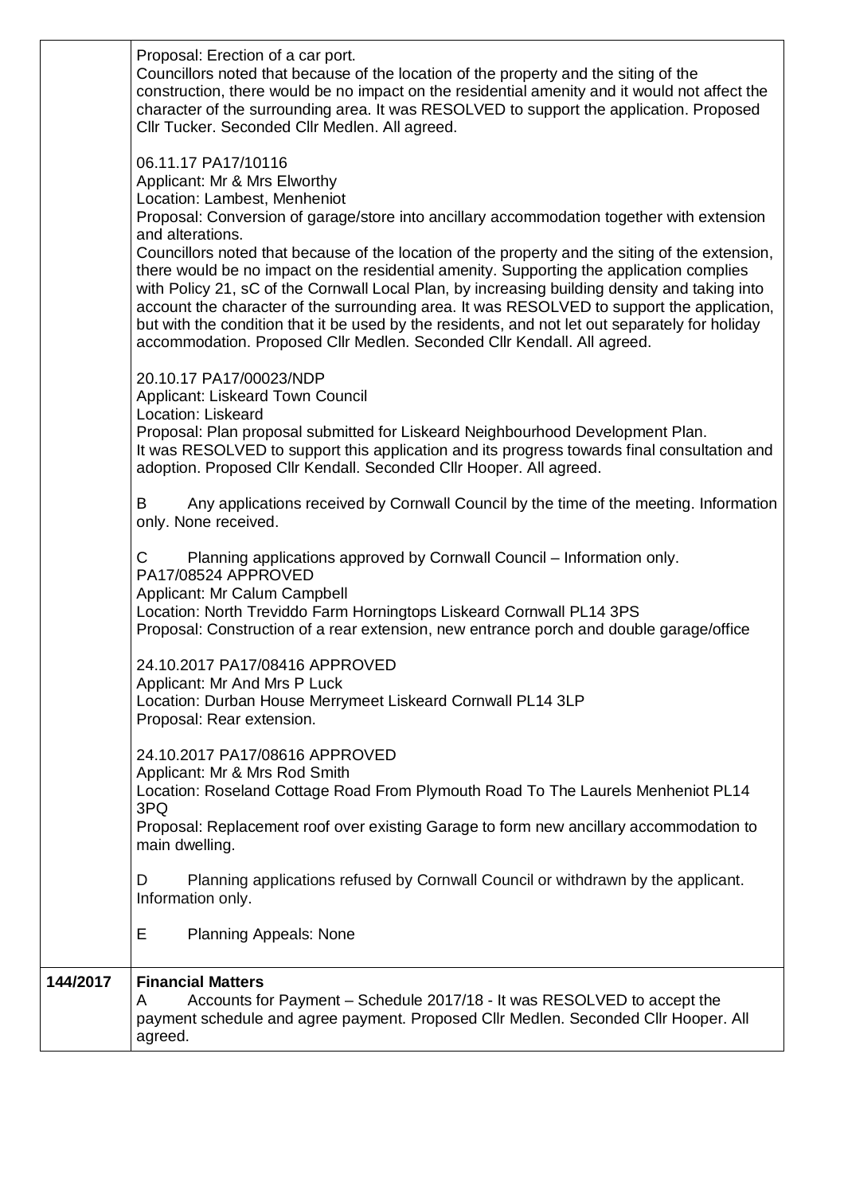| | |
|---|---|
| | Proposal: Erection of a car port.<br>Councillors noted that because of the location of the property and the siting of the construction, there would be no impact on the residential amenity and it would not affect the character of the surrounding area. It was RESOLVED to support the application. Proposed Cllr Tucker. Seconded Cllr Medlen. All agreed.<br><br>06.11.17 PA17/10116<br>Applicant: Mr & Mrs Elworthy<br>Location: Lambest, Menheniot<br>Proposal: Conversion of garage/store into ancillary accommodation together with extension and alterations.<br>Councillors noted that because of the location of the property and the siting of the extension, there would be no impact on the residential amenity. Supporting the application complies with Policy 21, sC of the Cornwall Local Plan, by increasing building density and taking into account the character of the surrounding area. It was RESOLVED to support the application, but with the condition that it be used by the residents, and not let out separately for holiday accommodation. Proposed Cllr Medlen. Seconded Cllr Kendall. All agreed.<br><br>20.10.17 PA17/00023/NDP<br>Applicant: Liskeard Town Council<br>Location: Liskeard<br>Proposal: Plan proposal submitted for Liskeard Neighbourhood Development Plan.<br>It was RESOLVED to support this application and its progress towards final consultation and adoption. Proposed Cllr Kendall. Seconded Cllr Hooper. All agreed.<br><br>B Any applications received by Cornwall Council by the time of the meeting. Information only. None received.<br><br>C Planning applications approved by Cornwall Council – Information only.<br>PA17/08524 APPROVED<br>Applicant: Mr Calum Campbell<br>Location: North Treviddo Farm Horningtops Liskeard Cornwall PL14 3PS<br>Proposal: Construction of a rear extension, new entrance porch and double garage/office<br><br>24.10.2017 PA17/08416 APPROVED<br>Applicant: Mr And Mrs P Luck<br>Location: Durban House Merrymeet Liskeard Cornwall PL14 3LP<br>Proposal: Rear extension.<br><br>24.10.2017 PA17/08616 APPROVED<br>Applicant: Mr & Mrs Rod Smith<br>Location: Roseland Cottage Road From Plymouth Road To The Laurels Menheniot PL14 3PQ<br>Proposal: Replacement roof over existing Garage to form new ancillary accommodation to main dwelling.<br><br>D Planning applications refused by Cornwall Council or withdrawn by the applicant. Information only.<br><br>E Planning Appeals: None |
| **144/2017** | **Financial Matters**<br>A Accounts for Payment – Schedule 2017/18 - It was RESOLVED to accept the payment schedule and agree payment. Proposed Cllr Medlen. Seconded Cllr Hooper. All agreed. |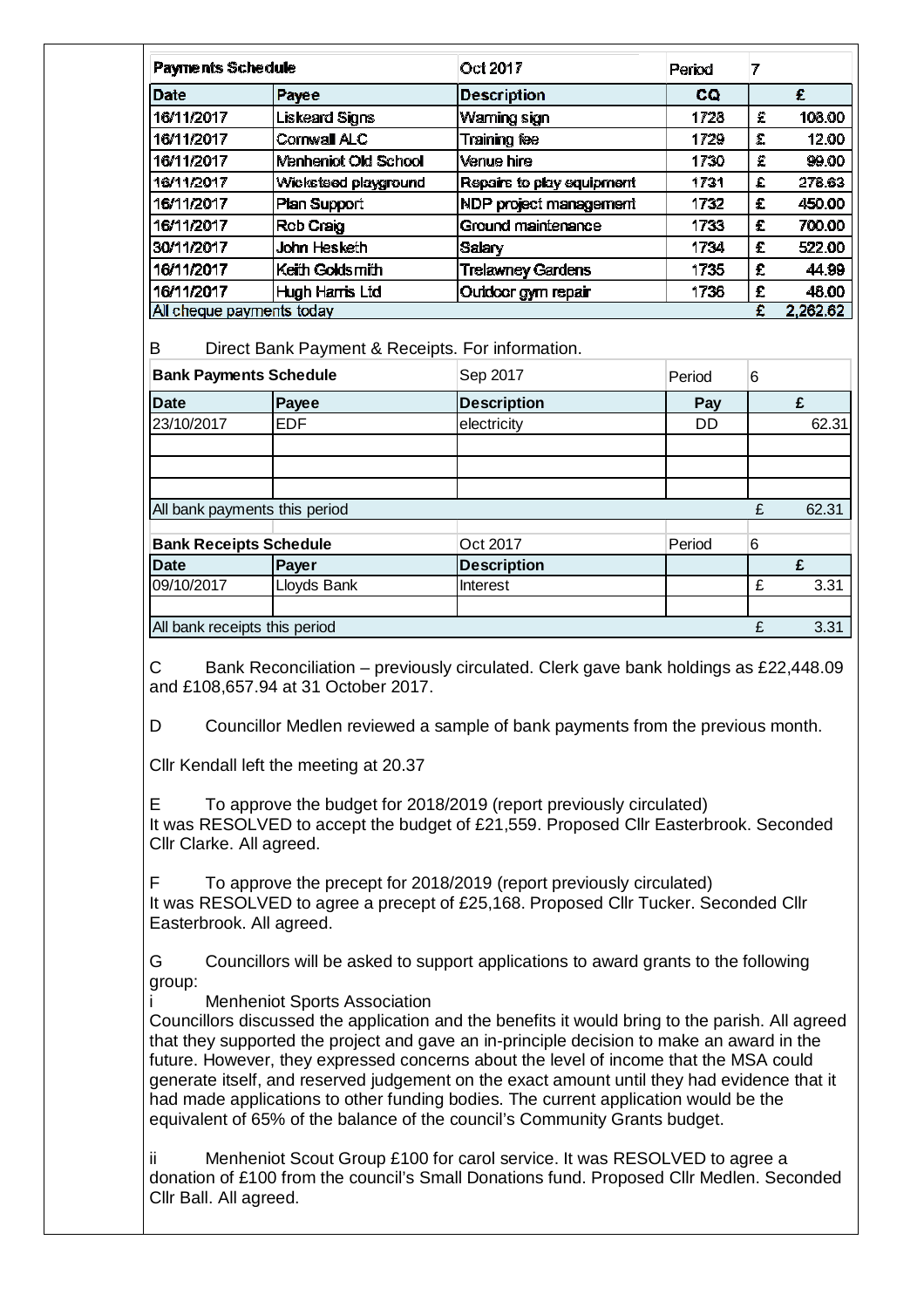| Payments Schedule | | Oct 2017 | Period | 7 | |
|---|---|---|---|---|---|
| **Date** | **Payee** | **Description** | **CQ** | | **£** |
| 16/11/2017 | Liskeard Signs | Warning sign | 1728 | £ | 108.00 |
| 16/11/2017 | Cornwall ALC | Training fee | 1729 | £ | 12.00 |
| 16/11/2017 | Menheniot Old School | Venue hire | 1730 | £ | 99.00 |
| 16/11/2017 | Wicksteed playground | Repairs to play equipment | 1731 | £ | 278.63 |
| 16/11/2017 | Plan Support | NDP project management | 1732 | £ | 450.00 |
| 16/11/2017 | Rob Craig | Ground maintenance | 1733 | £ | 700.00 |
| 30/11/2017 | John Hesketh | Salary | 1734 | £ | 522.00 |
| 16/11/2017 | Keith Goldsmith | Trelawney Gardens | 1735 | £ | 44.99 |
| 16/11/2017 | Hugh Harris Ltd | Outdoor gym repair | 1736 | £ | 48.00 |
| All cheque payments today | | | | £ | 2,262.62 |

B Direct Bank Payment & Receipts. For information.

| Bank Payments Schedule | | Sep 2017 | Period | 6 | |
|---|---|---|---|---|---|
| **Date** | **Payee** | **Description** | **Pay** | | **£** |
| 23/10/2017 | EDF | electricity | DD | | 62.31 |
| | | | | | |
| | | | | | |
| | | | | | |
| All bank payments this period | | | | £ | 62.31 |

| Bank Receipts Schedule | | Oct 2017 | Period | 6 | |
|---|---|---|---|---|---|
| **Date** | **Payer** | **Description** | | | **£** |
| 09/10/2017 | Lloyds Bank | Interest | | £ | 3.31 |
| | | | | | |
| All bank receipts this period | | | | £ | 3.31 |

C Bank Reconciliation – previously circulated. Clerk gave bank holdings as £22,448.09 and £108,657.94 at 31 October 2017.

D Councillor Medlen reviewed a sample of bank payments from the previous month.

Cllr Kendall left the meeting at 20.37

E To approve the budget for 2018/2019 (report previously circulated)
It was RESOLVED to accept the budget of £21,559. Proposed Cllr Easterbrook. Seconded Cllr Clarke. All agreed.

F To approve the precept for 2018/2019 (report previously circulated)
It was RESOLVED to agree a precept of £25,168. Proposed Cllr Tucker. Seconded Cllr Easterbrook. All agreed.

G Councillors will be asked to support applications to award grants to the following group:

i Menheniot Sports Association
Councillors discussed the application and the benefits it would bring to the parish. All agreed that they supported the project and gave an in-principle decision to make an award in the future. However, they expressed concerns about the level of income that the MSA could generate itself, and reserved judgement on the exact amount until they had evidence that it had made applications to other funding bodies. The current application would be the equivalent of 65% of the balance of the council's Community Grants budget.

ii Menheniot Scout Group £100 for carol service. It was RESOLVED to agree a donation of £100 from the council's Small Donations fund. Proposed Cllr Medlen. Seconded Cllr Ball. All agreed.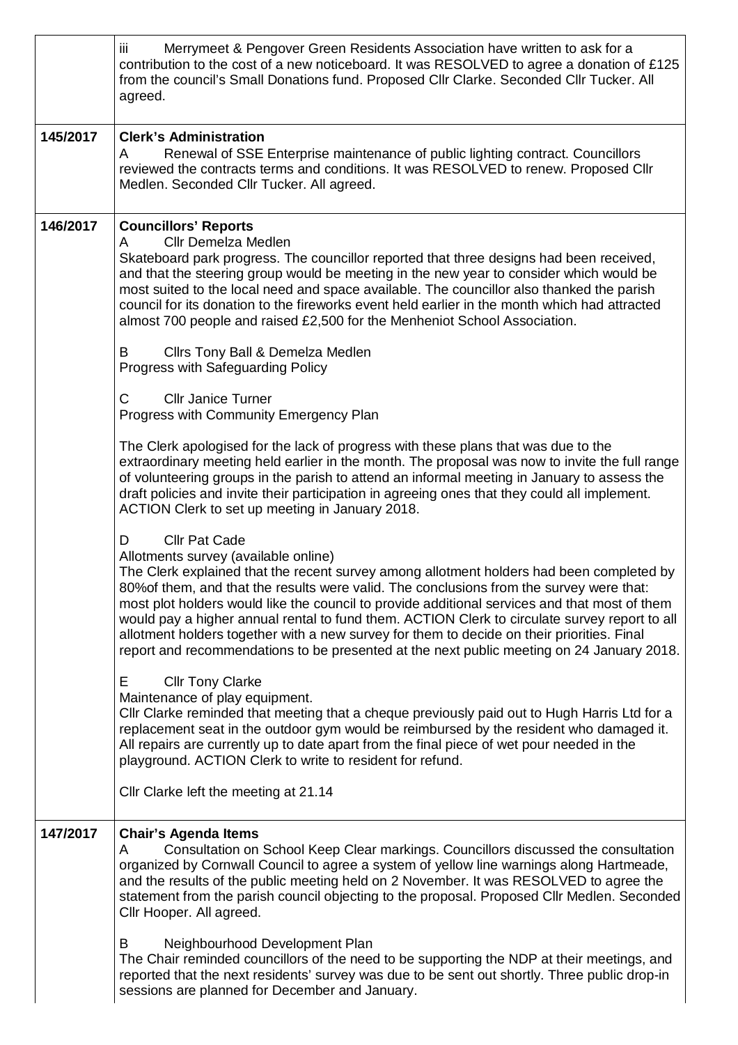| | |
|---|---|
| | iii Merrymeet & Pengover Green Residents Association have written to ask for a contribution to the cost of a new noticeboard. It was RESOLVED to agree a donation of £125 from the council's Small Donations fund. Proposed Cllr Clarke. Seconded Cllr Tucker. All agreed. |
| 145/2017 | **Clerk's Administration**<br>A Renewal of SSE Enterprise maintenance of public lighting contract. Councillors reviewed the contracts terms and conditions. It was RESOLVED to renew. Proposed Cllr Medlen. Seconded Cllr Tucker. All agreed. |
| 146/2017 | **Councillors' Reports**<br>A Cllr Demelza Medlen<br>Skateboard park progress. The councillor reported that three designs had been received, and that the steering group would be meeting in the new year to consider which would be most suited to the local need and space available. The councillor also thanked the parish council for its donation to the fireworks event held earlier in the month which had attracted almost 700 people and raised £2,500 for the Menheniot School Association.<br><br>B Cllrs Tony Ball & Demelza Medlen<br>Progress with Safeguarding Policy<br><br>C Cllr Janice Turner<br>Progress with Community Emergency Plan<br><br>The Clerk apologised for the lack of progress with these plans that was due to the extraordinary meeting held earlier in the month. The proposal was now to invite the full range of volunteering groups in the parish to attend an informal meeting in January to assess the draft policies and invite their participation in agreeing ones that they could all implement. ACTION Clerk to set up meeting in January 2018.<br><br>D Cllr Pat Cade<br>Allotments survey (available online)<br>The Clerk explained that the recent survey among allotment holders had been completed by 80%of them, and that the results were valid. The conclusions from the survey were that: most plot holders would like the council to provide additional services and that most of them would pay a higher annual rental to fund them. ACTION Clerk to circulate survey report to all allotment holders together with a new survey for them to decide on their priorities. Final report and recommendations to be presented at the next public meeting on 24 January 2018.<br><br>E Cllr Tony Clarke<br>Maintenance of play equipment.<br>Cllr Clarke reminded that meeting that a cheque previously paid out to Hugh Harris Ltd for a replacement seat in the outdoor gym would be reimbursed by the resident who damaged it. All repairs are currently up to date apart from the final piece of wet pour needed in the playground. ACTION Clerk to write to resident for refund.<br><br>Cllr Clarke left the meeting at 21.14 |
| 147/2017 | **Chair's Agenda Items**<br>A Consultation on School Keep Clear markings. Councillors discussed the consultation organized by Cornwall Council to agree a system of yellow line warnings along Hartmeade, and the results of the public meeting held on 2 November. It was RESOLVED to agree the statement from the parish council objecting to the proposal. Proposed Cllr Medlen. Seconded Cllr Hooper. All agreed.<br><br>B Neighbourhood Development Plan<br>The Chair reminded councillors of the need to be supporting the NDP at their meetings, and reported that the next residents' survey was due to be sent out shortly. Three public drop-in sessions are planned for December and January. |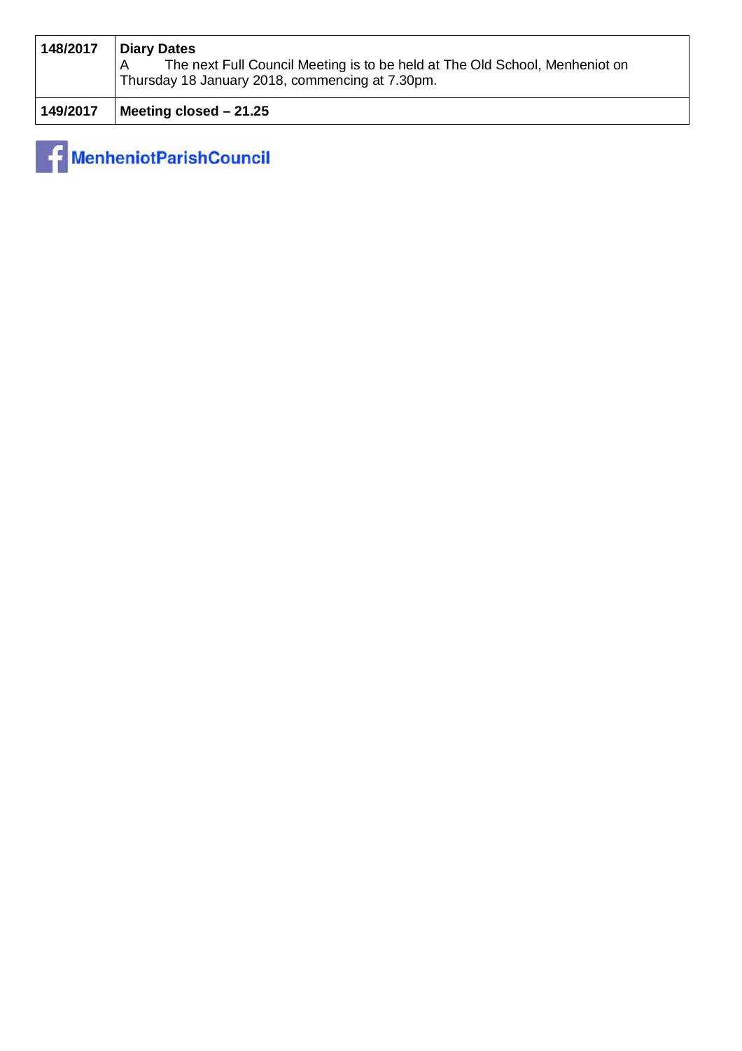| | |
|---|---|
| **148/2017** | **Diary Dates**<br>A The next Full Council Meeting is to be held at The Old School, Menheniot on Thursday 18 January 2018, commencing at 7.30pm. |
| **149/2017** | **Meeting closed – 21.25** |

MenheniotParishCouncil